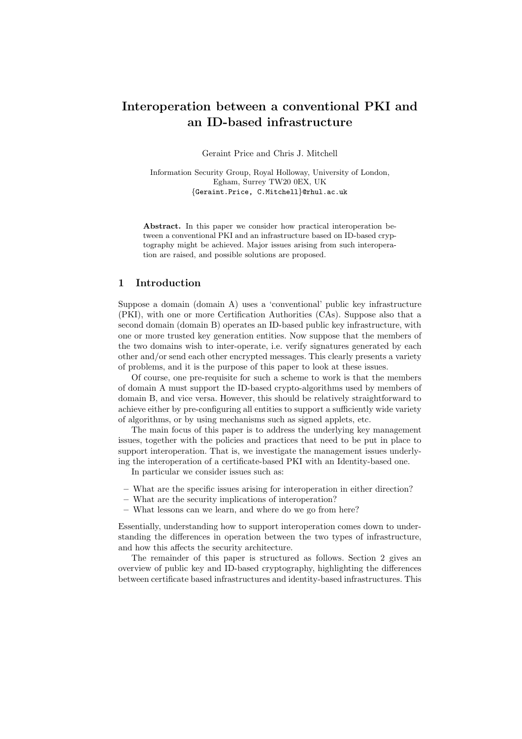# Interoperation between a conventional PKI and an ID-based infrastructure

Geraint Price and Chris J. Mitchell

Information Security Group, Royal Holloway, University of London,
Egham, Surrey TW20 0EX, UK
{Geraint.Price, C.Mitchell}@rhul.ac.uk

**Abstract.** In this paper we consider how practical interoperation between a conventional PKI and an infrastructure based on ID-based cryptography might be achieved. Major issues arising from such interoperation are raised, and possible solutions are proposed.

## 1 Introduction

Suppose a domain (domain A) uses a 'conventional' public key infrastructure (PKI), with one or more Certification Authorities (CAs). Suppose also that a second domain (domain B) operates an ID-based public key infrastructure, with one or more trusted key generation entities. Now suppose that the members of the two domains wish to inter-operate, i.e. verify signatures generated by each other and/or send each other encrypted messages. This clearly presents a variety of problems, and it is the purpose of this paper to look at these issues.

Of course, one pre-requisite for such a scheme to work is that the members of domain A must support the ID-based crypto-algorithms used by members of domain B, and vice versa. However, this should be relatively straightforward to achieve either by pre-configuring all entities to support a sufficiently wide variety of algorithms, or by using mechanisms such as signed applets, etc.

The main focus of this paper is to address the underlying key management issues, together with the policies and practices that need to be put in place to support interoperation. That is, we investigate the management issues underlying the interoperation of a certificate-based PKI with an Identity-based one.

In particular we consider issues such as:

- What are the specific issues arising for interoperation in either direction?
- What are the security implications of interoperation?
- What lessons can we learn, and where do we go from here?

Essentially, understanding how to support interoperation comes down to understanding the differences in operation between the two types of infrastructure, and how this affects the security architecture.

The remainder of this paper is structured as follows. Section 2 gives an overview of public key and ID-based cryptography, highlighting the differences between certificate based infrastructures and identity-based infrastructures. This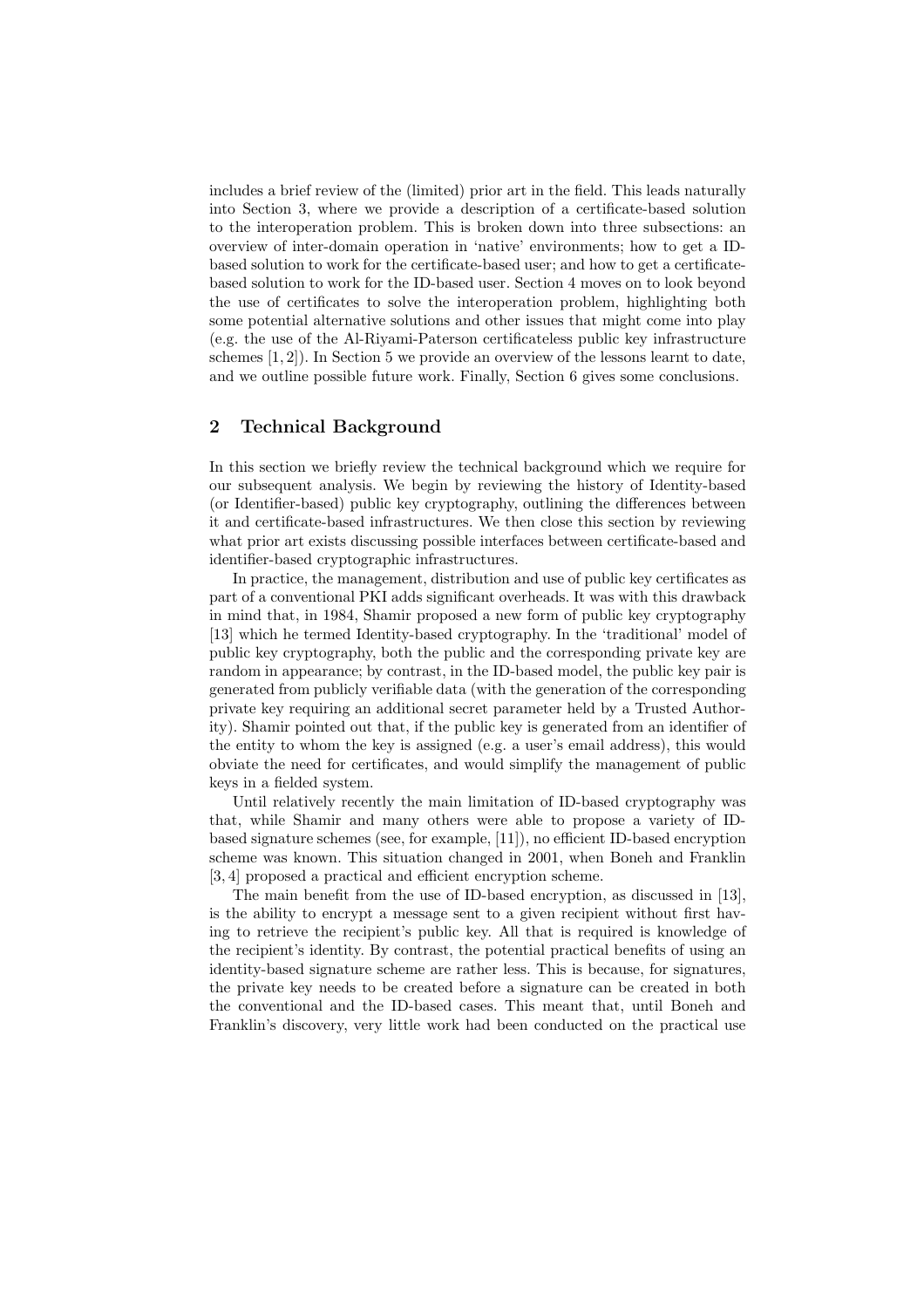includes a brief review of the (limited) prior art in the field. This leads naturally into Section 3, where we provide a description of a certificate-based solution to the interoperation problem. This is broken down into three subsections: an overview of inter-domain operation in 'native' environments; how to get a ID-based solution to work for the certificate-based user; and how to get a certificate-based solution to work for the ID-based user. Section 4 moves on to look beyond the use of certificates to solve the interoperation problem, highlighting both some potential alternative solutions and other issues that might come into play (e.g. the use of the Al-Riyami-Paterson certificateless public key infrastructure schemes [1, 2]). In Section 5 we provide an overview of the lessons learnt to date, and we outline possible future work. Finally, Section 6 gives some conclusions.

## 2 Technical Background

In this section we briefly review the technical background which we require for our subsequent analysis. We begin by reviewing the history of Identity-based (or Identifier-based) public key cryptography, outlining the differences between it and certificate-based infrastructures. We then close this section by reviewing what prior art exists discussing possible interfaces between certificate-based and identifier-based cryptographic infrastructures.

In practice, the management, distribution and use of public key certificates as part of a conventional PKI adds significant overheads. It was with this drawback in mind that, in 1984, Shamir proposed a new form of public key cryptography [13] which he termed Identity-based cryptography. In the 'traditional' model of public key cryptography, both the public and the corresponding private key are random in appearance; by contrast, in the ID-based model, the public key pair is generated from publicly verifiable data (with the generation of the corresponding private key requiring an additional secret parameter held by a Trusted Authority). Shamir pointed out that, if the public key is generated from an identifier of the entity to whom the key is assigned (e.g. a user's email address), this would obviate the need for certificates, and would simplify the management of public keys in a fielded system.

Until relatively recently the main limitation of ID-based cryptography was that, while Shamir and many others were able to propose a variety of ID-based signature schemes (see, for example, [11]), no efficient ID-based encryption scheme was known. This situation changed in 2001, when Boneh and Franklin [3, 4] proposed a practical and efficient encryption scheme.

The main benefit from the use of ID-based encryption, as discussed in [13], is the ability to encrypt a message sent to a given recipient without first having to retrieve the recipient's public key. All that is required is knowledge of the recipient's identity. By contrast, the potential practical benefits of using an identity-based signature scheme are rather less. This is because, for signatures, the private key needs to be created before a signature can be created in both the conventional and the ID-based cases. This meant that, until Boneh and Franklin's discovery, very little work had been conducted on the practical use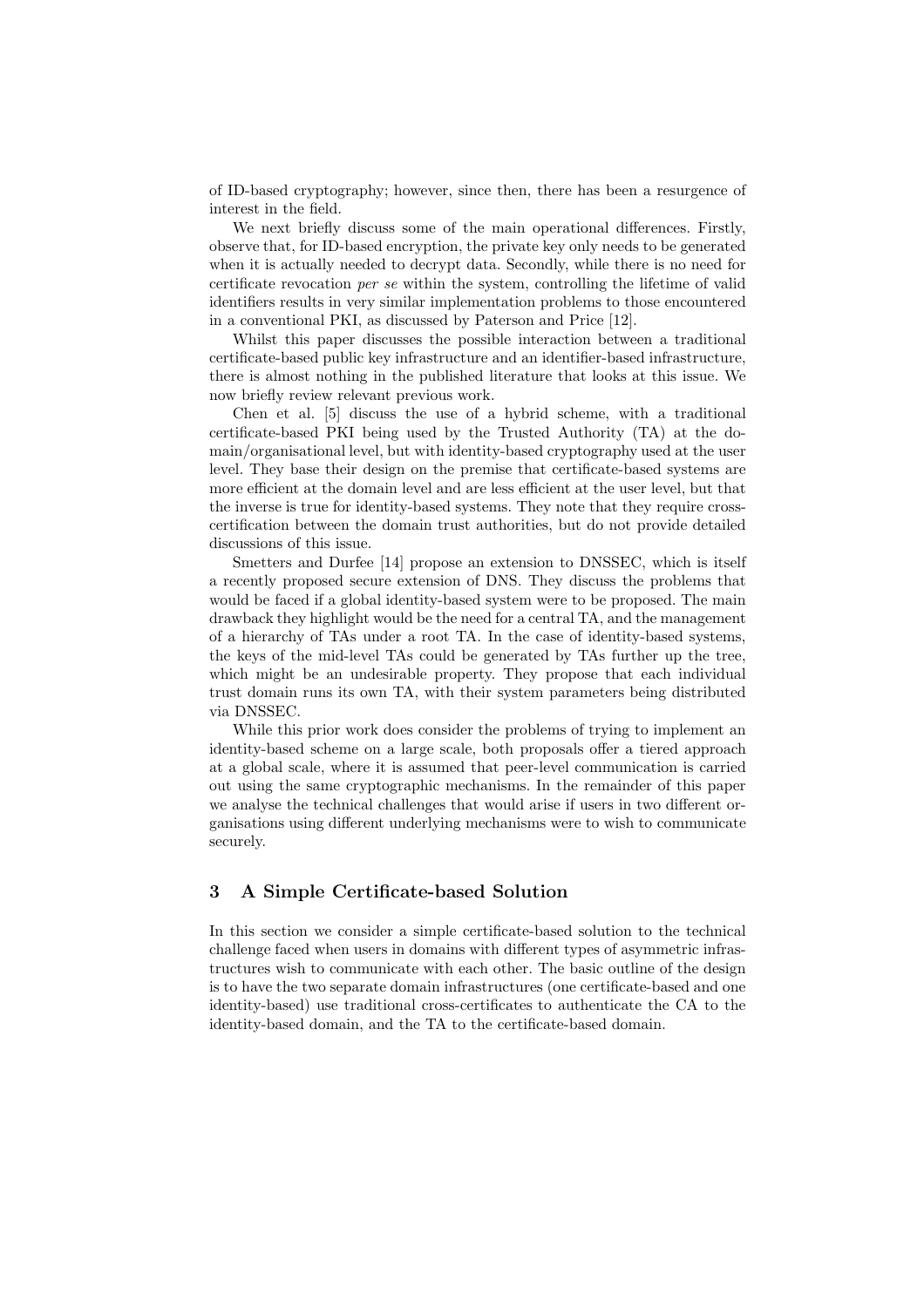of ID-based cryptography; however, since then, there has been a resurgence of interest in the field.

We next briefly discuss some of the main operational differences. Firstly, observe that, for ID-based encryption, the private key only needs to be generated when it is actually needed to decrypt data. Secondly, while there is no need for certificate revocation *per se* within the system, controlling the lifetime of valid identifiers results in very similar implementation problems to those encountered in a conventional PKI, as discussed by Paterson and Price [12].

Whilst this paper discusses the possible interaction between a traditional certificate-based public key infrastructure and an identifier-based infrastructure, there is almost nothing in the published literature that looks at this issue. We now briefly review relevant previous work.

Chen et al. [5] discuss the use of a hybrid scheme, with a traditional certificate-based PKI being used by the Trusted Authority (TA) at the domain/organisational level, but with identity-based cryptography used at the user level. They base their design on the premise that certificate-based systems are more efficient at the domain level and are less efficient at the user level, but that the inverse is true for identity-based systems. They note that they require cross-certification between the domain trust authorities, but do not provide detailed discussions of this issue.

Smetters and Durfee [14] propose an extension to DNSSEC, which is itself a recently proposed secure extension of DNS. They discuss the problems that would be faced if a global identity-based system were to be proposed. The main drawback they highlight would be the need for a central TA, and the management of a hierarchy of TAs under a root TA. In the case of identity-based systems, the keys of the mid-level TAs could be generated by TAs further up the tree, which might be an undesirable property. They propose that each individual trust domain runs its own TA, with their system parameters being distributed via DNSSEC.

While this prior work does consider the problems of trying to implement an identity-based scheme on a large scale, both proposals offer a tiered approach at a global scale, where it is assumed that peer-level communication is carried out using the same cryptographic mechanisms. In the remainder of this paper we analyse the technical challenges that would arise if users in two different organisations using different underlying mechanisms were to wish to communicate securely.

## 3 A Simple Certificate-based Solution

In this section we consider a simple certificate-based solution to the technical challenge faced when users in domains with different types of asymmetric infrastructures wish to communicate with each other. The basic outline of the design is to have the two separate domain infrastructures (one certificate-based and one identity-based) use traditional cross-certificates to authenticate the CA to the identity-based domain, and the TA to the certificate-based domain.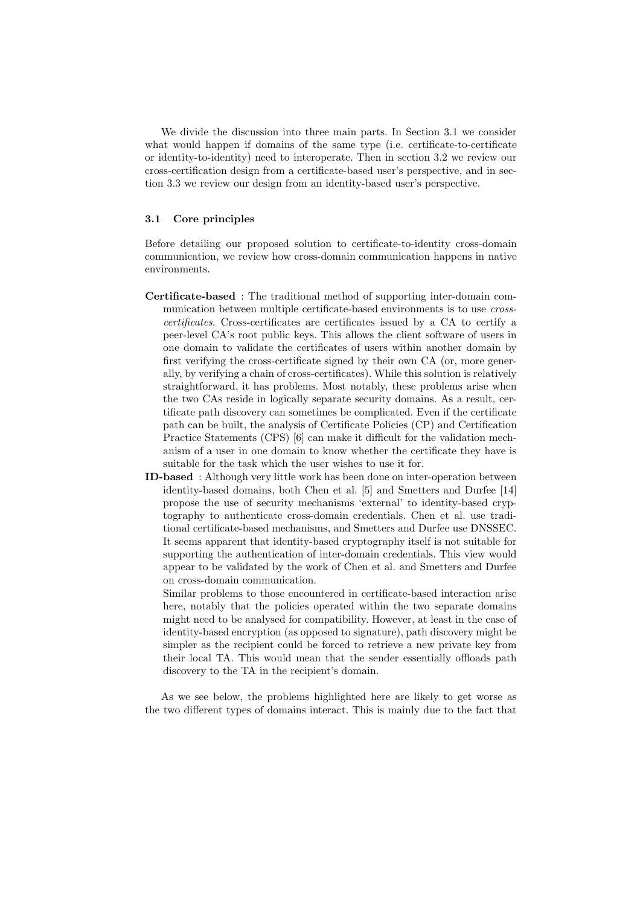We divide the discussion into three main parts. In Section 3.1 we consider what would happen if domains of the same type (i.e. certificate-to-certificate or identity-to-identity) need to interoperate. Then in section 3.2 we review our cross-certification design from a certificate-based user's perspective, and in section 3.3 we review our design from an identity-based user's perspective.

### 3.1 Core principles

Before detailing our proposed solution to certificate-to-identity cross-domain communication, we review how cross-domain communication happens in native environments.

**Certificate-based** : The traditional method of supporting inter-domain communication between multiple certificate-based environments is to use *cross-certificates*. Cross-certificates are certificates issued by a CA to certify a peer-level CA's root public keys. This allows the client software of users in one domain to validate the certificates of users within another domain by first verifying the cross-certificate signed by their own CA (or, more generally, by verifying a chain of cross-certificates). While this solution is relatively straightforward, it has problems. Most notably, these problems arise when the two CAs reside in logically separate security domains. As a result, certificate path discovery can sometimes be complicated. Even if the certificate path can be built, the analysis of Certificate Policies (CP) and Certification Practice Statements (CPS) [6] can make it difficult for the validation mechanism of a user in one domain to know whether the certificate they have is suitable for the task which the user wishes to use it for.

**ID-based** : Although very little work has been done on inter-operation between identity-based domains, both Chen et al. [5] and Smetters and Durfee [14] propose the use of security mechanisms 'external' to identity-based cryptography to authenticate cross-domain credentials. Chen et al. use traditional certificate-based mechanisms, and Smetters and Durfee use DNSSEC. It seems apparent that identity-based cryptography itself is not suitable for supporting the authentication of inter-domain credentials. This view would appear to be validated by the work of Chen et al. and Smetters and Durfee on cross-domain communication.

Similar problems to those encountered in certificate-based interaction arise here, notably that the policies operated within the two separate domains might need to be analysed for compatibility. However, at least in the case of identity-based encryption (as opposed to signature), path discovery might be simpler as the recipient could be forced to retrieve a new private key from their local TA. This would mean that the sender essentially offloads path discovery to the TA in the recipient's domain.

As we see below, the problems highlighted here are likely to get worse as the two different types of domains interact. This is mainly due to the fact that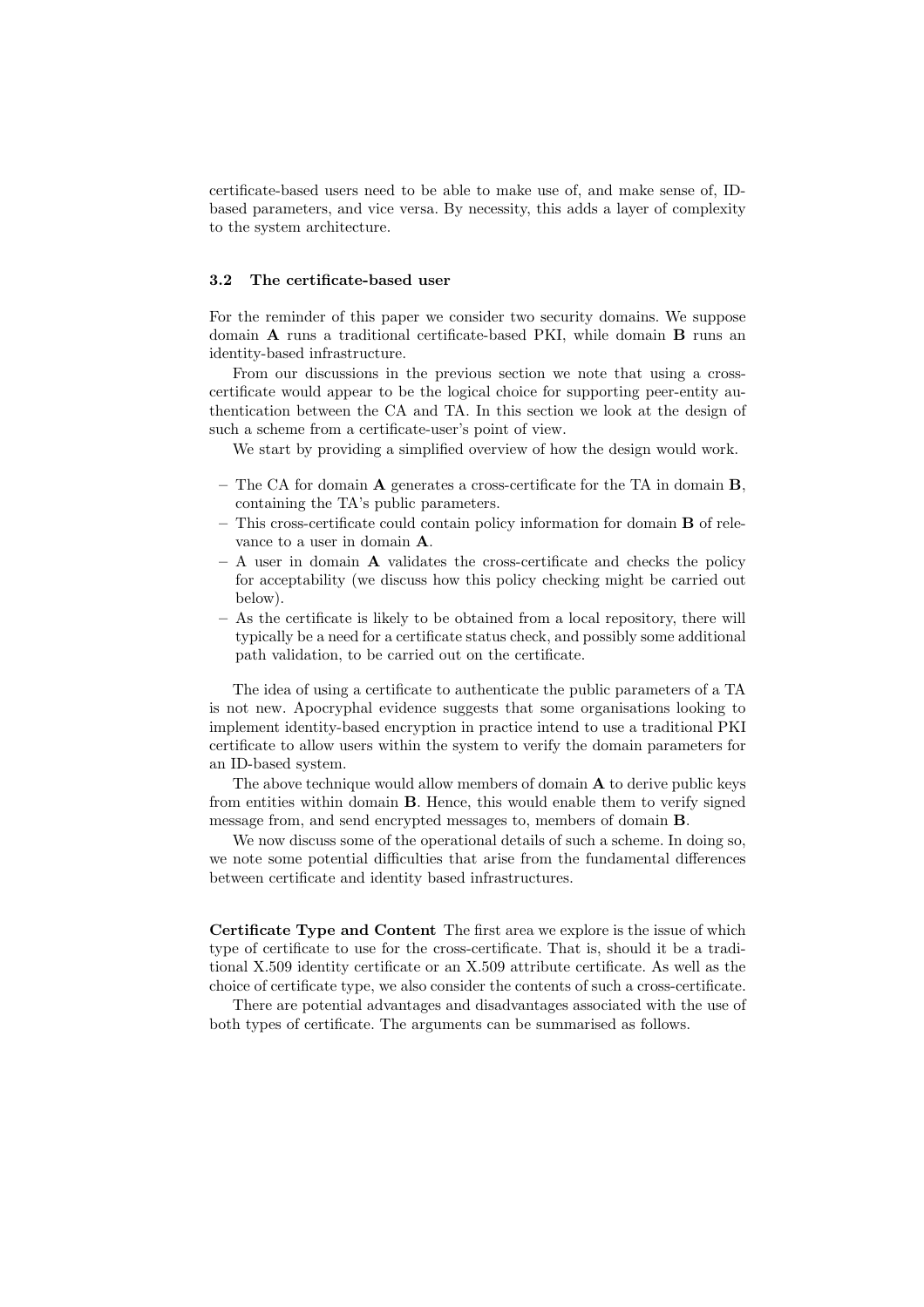certificate-based users need to be able to make use of, and make sense of, ID-based parameters, and vice versa. By necessity, this adds a layer of complexity to the system architecture.

### 3.2 The certificate-based user

For the reminder of this paper we consider two security domains. We suppose domain **A** runs a traditional certificate-based PKI, while domain **B** runs an identity-based infrastructure.

From our discussions in the previous section we note that using a cross-certificate would appear to be the logical choice for supporting peer-entity authentication between the CA and TA. In this section we look at the design of such a scheme from a certificate-user's point of view.

We start by providing a simplified overview of how the design would work.

- The CA for domain **A** generates a cross-certificate for the TA in domain **B**, containing the TA's public parameters.
- This cross-certificate could contain policy information for domain **B** of relevance to a user in domain **A**.
- A user in domain **A** validates the cross-certificate and checks the policy for acceptability (we discuss how this policy checking might be carried out below).
- As the certificate is likely to be obtained from a local repository, there will typically be a need for a certificate status check, and possibly some additional path validation, to be carried out on the certificate.

The idea of using a certificate to authenticate the public parameters of a TA is not new. Apocryphal evidence suggests that some organisations looking to implement identity-based encryption in practice intend to use a traditional PKI certificate to allow users within the system to verify the domain parameters for an ID-based system.

The above technique would allow members of domain **A** to derive public keys from entities within domain **B**. Hence, this would enable them to verify signed message from, and send encrypted messages to, members of domain **B**.

We now discuss some of the operational details of such a scheme. In doing so, we note some potential difficulties that arise from the fundamental differences between certificate and identity based infrastructures.

**Certificate Type and Content** The first area we explore is the issue of which type of certificate to use for the cross-certificate. That is, should it be a traditional X.509 identity certificate or an X.509 attribute certificate. As well as the choice of certificate type, we also consider the contents of such a cross-certificate.

There are potential advantages and disadvantages associated with the use of both types of certificate. The arguments can be summarised as follows.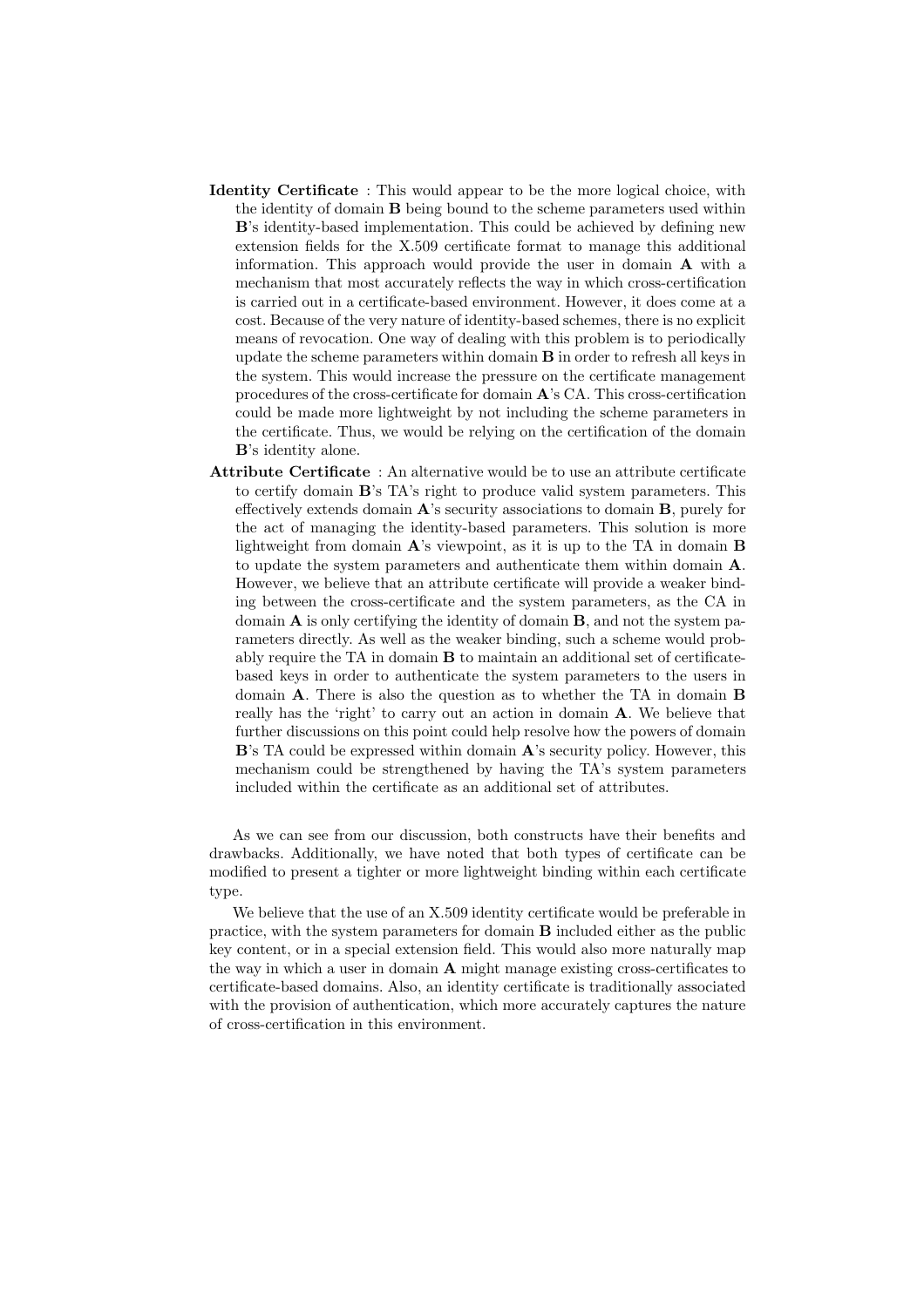**Identity Certificate** : This would appear to be the more logical choice, with the identity of domain **B** being bound to the scheme parameters used within **B**'s identity-based implementation. This could be achieved by defining new extension fields for the X.509 certificate format to manage this additional information. This approach would provide the user in domain **A** with a mechanism that most accurately reflects the way in which cross-certification is carried out in a certificate-based environment. However, it does come at a cost. Because of the very nature of identity-based schemes, there is no explicit means of revocation. One way of dealing with this problem is to periodically update the scheme parameters within domain **B** in order to refresh all keys in the system. This would increase the pressure on the certificate management procedures of the cross-certificate for domain **A**'s CA. This cross-certification could be made more lightweight by not including the scheme parameters in the certificate. Thus, we would be relying on the certification of the domain **B**'s identity alone.

**Attribute Certificate** : An alternative would be to use an attribute certificate to certify domain **B**'s TA's right to produce valid system parameters. This effectively extends domain **A**'s security associations to domain **B**, purely for the act of managing the identity-based parameters. This solution is more lightweight from domain **A**'s viewpoint, as it is up to the TA in domain **B** to update the system parameters and authenticate them within domain **A**. However, we believe that an attribute certificate will provide a weaker binding between the cross-certificate and the system parameters, as the CA in domain **A** is only certifying the identity of domain **B**, and not the system parameters directly. As well as the weaker binding, such a scheme would probably require the TA in domain **B** to maintain an additional set of certificate-based keys in order to authenticate the system parameters to the users in domain **A**. There is also the question as to whether the TA in domain **B** really has the 'right' to carry out an action in domain **A**. We believe that further discussions on this point could help resolve how the powers of domain **B**'s TA could be expressed within domain **A**'s security policy. However, this mechanism could be strengthened by having the TA's system parameters included within the certificate as an additional set of attributes.

As we can see from our discussion, both constructs have their benefits and drawbacks. Additionally, we have noted that both types of certificate can be modified to present a tighter or more lightweight binding within each certificate type.

We believe that the use of an X.509 identity certificate would be preferable in practice, with the system parameters for domain **B** included either as the public key content, or in a special extension field. This would also more naturally map the way in which a user in domain **A** might manage existing cross-certificates to certificate-based domains. Also, an identity certificate is traditionally associated with the provision of authentication, which more accurately captures the nature of cross-certification in this environment.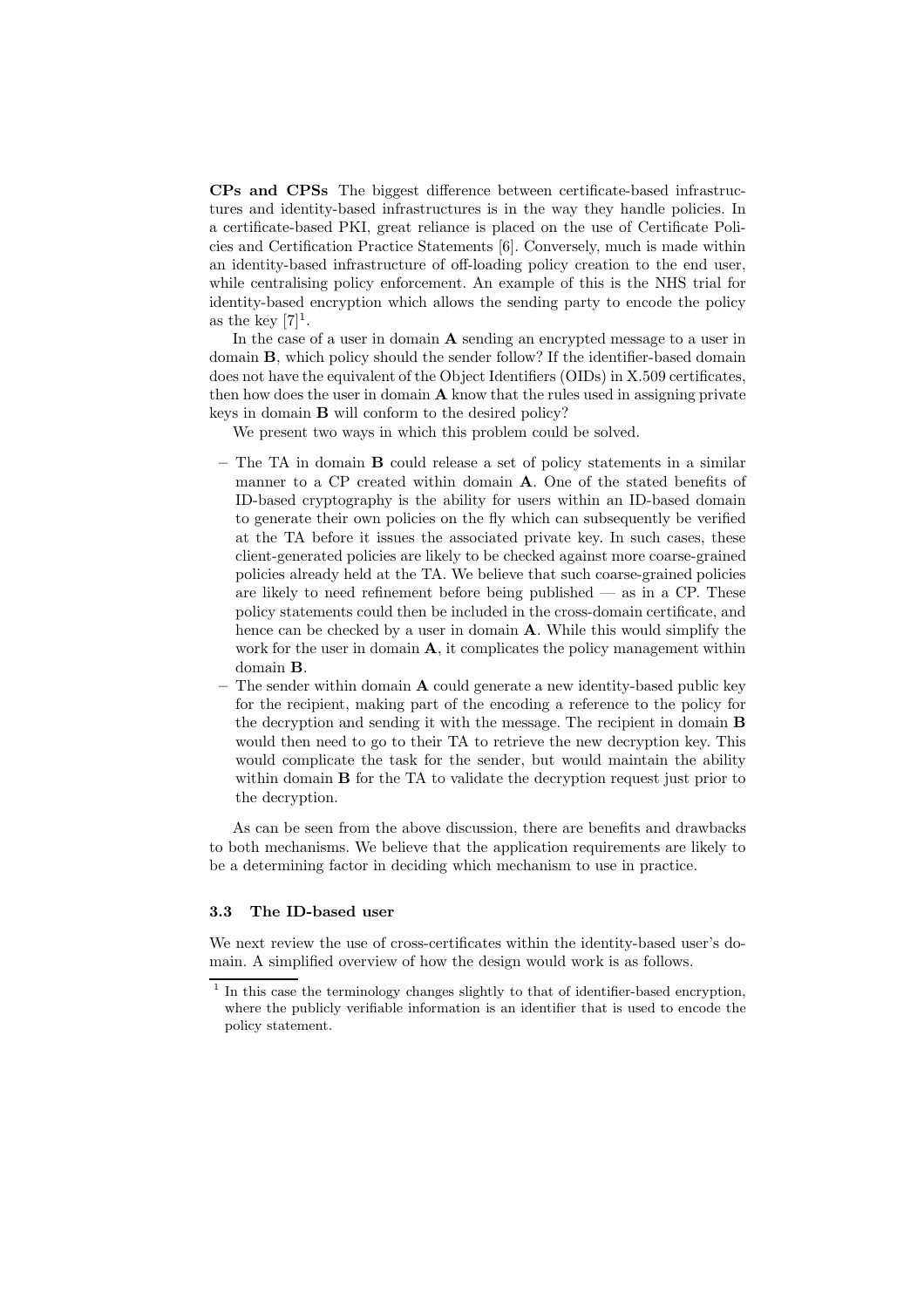**CPs and CPSs** The biggest difference between certificate-based infrastructures and identity-based infrastructures is in the way they handle policies. In a certificate-based PKI, great reliance is placed on the use of Certificate Policies and Certification Practice Statements [6]. Conversely, much is made within an identity-based infrastructure of off-loading policy creation to the end user, while centralising policy enforcement. An example of this is the NHS trial for identity-based encryption which allows the sending party to encode the policy as the key [7][1].

In the case of a user in domain **A** sending an encrypted message to a user in domain **B**, which policy should the sender follow? If the identifier-based domain does not have the equivalent of the Object Identifiers (OIDs) in X.509 certificates, then how does the user in domain **A** know that the rules used in assigning private keys in domain **B** will conform to the desired policy?

We present two ways in which this problem could be solved.

- The TA in domain **B** could release a set of policy statements in a similar manner to a CP created within domain **A**. One of the stated benefits of ID-based cryptography is the ability for users within an ID-based domain to generate their own policies on the fly which can subsequently be verified at the TA before it issues the associated private key. In such cases, these client-generated policies are likely to be checked against more coarse-grained policies already held at the TA. We believe that such coarse-grained policies are likely to need refinement before being published — as in a CP. These policy statements could then be included in the cross-domain certificate, and hence can be checked by a user in domain **A**. While this would simplify the work for the user in domain **A**, it complicates the policy management within domain **B**.
- The sender within domain **A** could generate a new identity-based public key for the recipient, making part of the encoding a reference to the policy for the decryption and sending it with the message. The recipient in domain **B** would then need to go to their TA to retrieve the new decryption key. This would complicate the task for the sender, but would maintain the ability within domain **B** for the TA to validate the decryption request just prior to the decryption.

As can be seen from the above discussion, there are benefits and drawbacks to both mechanisms. We believe that the application requirements are likely to be a determining factor in deciding which mechanism to use in practice.

### 3.3 The ID-based user

We next review the use of cross-certificates within the identity-based user's domain. A simplified overview of how the design would work is as follows.

[1] In this case the terminology changes slightly to that of identifier-based encryption, where the publicly verifiable information is an identifier that is used to encode the policy statement.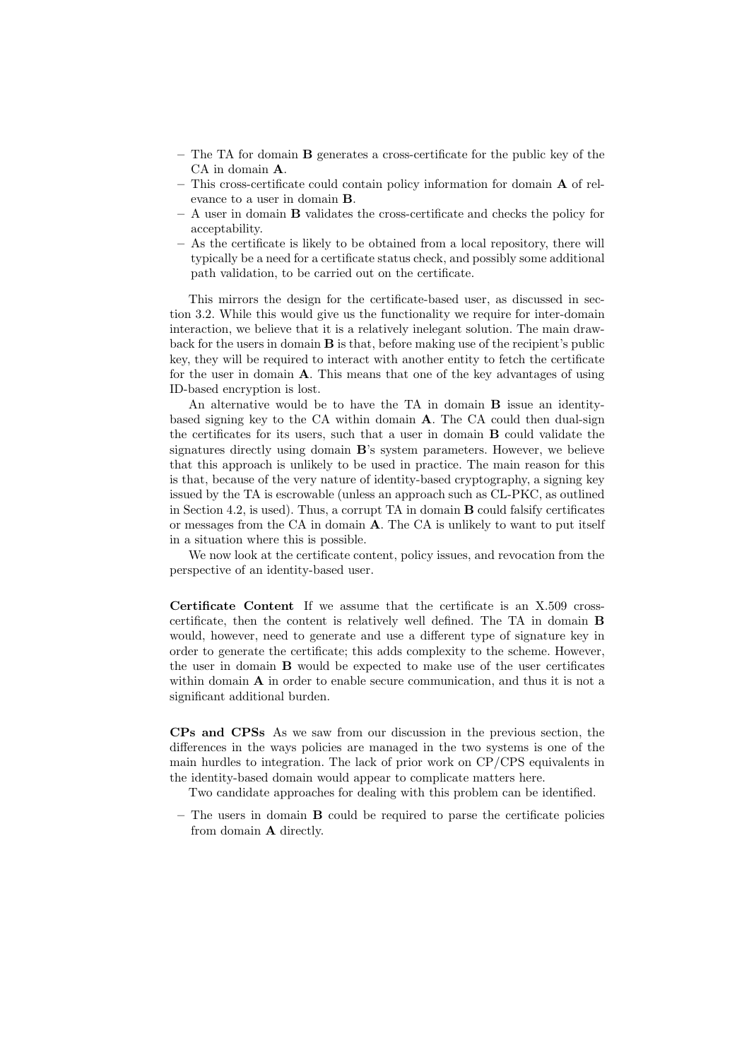- The TA for domain **B** generates a cross-certificate for the public key of the CA in domain **A**.
- This cross-certificate could contain policy information for domain **A** of relevance to a user in domain **B**.
- A user in domain **B** validates the cross-certificate and checks the policy for acceptability.
- As the certificate is likely to be obtained from a local repository, there will typically be a need for a certificate status check, and possibly some additional path validation, to be carried out on the certificate.

This mirrors the design for the certificate-based user, as discussed in section 3.2. While this would give us the functionality we require for inter-domain interaction, we believe that it is a relatively inelegant solution. The main drawback for the users in domain **B** is that, before making use of the recipient's public key, they will be required to interact with another entity to fetch the certificate for the user in domain **A**. This means that one of the key advantages of using ID-based encryption is lost.

An alternative would be to have the TA in domain **B** issue an identity-based signing key to the CA within domain **A**. The CA could then dual-sign the certificates for its users, such that a user in domain **B** could validate the signatures directly using domain **B**'s system parameters. However, we believe that this approach is unlikely to be used in practice. The main reason for this is that, because of the very nature of identity-based cryptography, a signing key issued by the TA is escrowable (unless an approach such as CL-PKC, as outlined in Section 4.2, is used). Thus, a corrupt TA in domain **B** could falsify certificates or messages from the CA in domain **A**. The CA is unlikely to want to put itself in a situation where this is possible.

We now look at the certificate content, policy issues, and revocation from the perspective of an identity-based user.

**Certificate Content** If we assume that the certificate is an X.509 cross-certificate, then the content is relatively well defined. The TA in domain **B** would, however, need to generate and use a different type of signature key in order to generate the certificate; this adds complexity to the scheme. However, the user in domain **B** would be expected to make use of the user certificates within domain **A** in order to enable secure communication, and thus it is not a significant additional burden.

**CPs and CPSs** As we saw from our discussion in the previous section, the differences in the ways policies are managed in the two systems is one of the main hurdles to integration. The lack of prior work on CP/CPS equivalents in the identity-based domain would appear to complicate matters here.

Two candidate approaches for dealing with this problem can be identified.

- The users in domain **B** could be required to parse the certificate policies from domain **A** directly.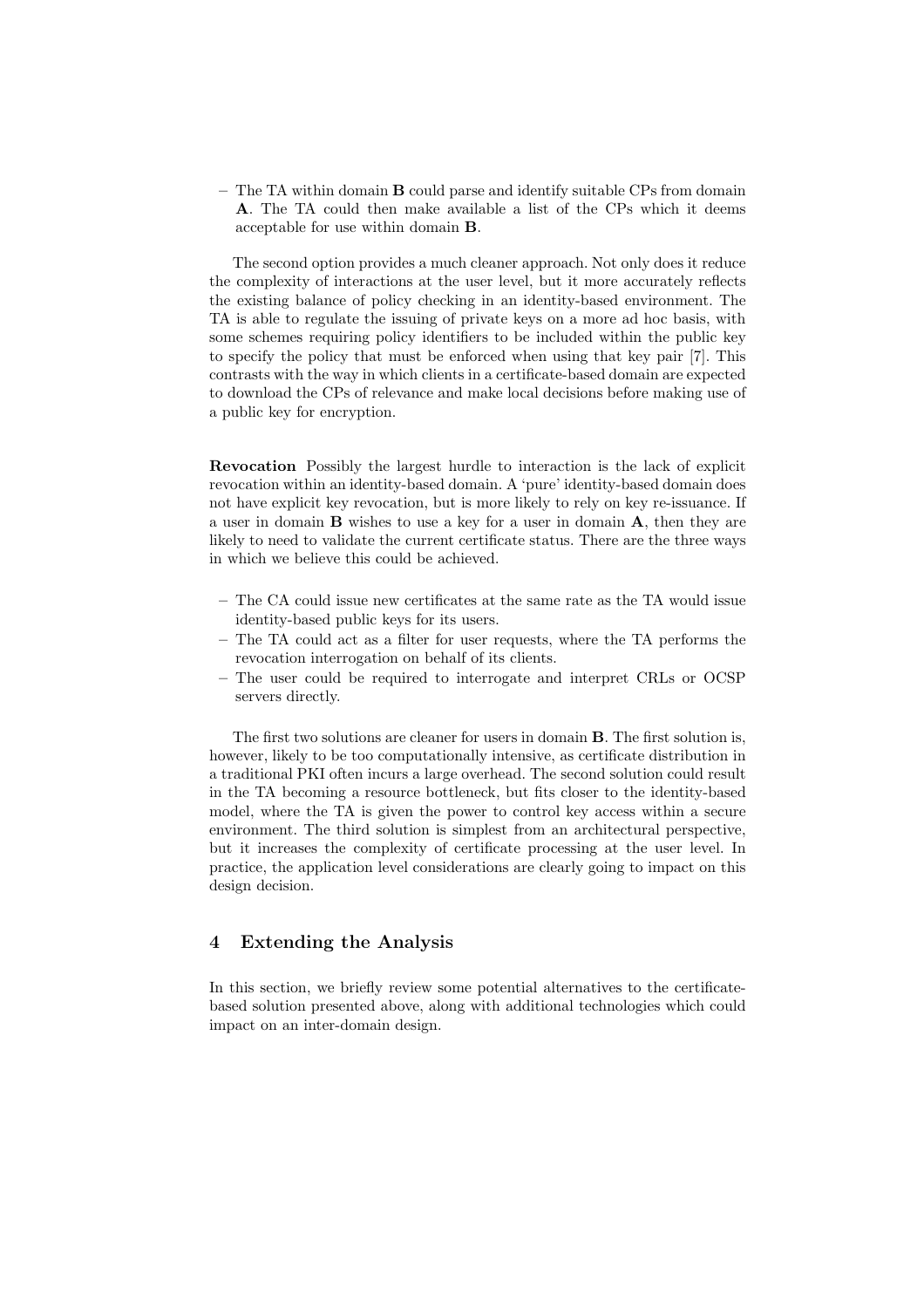- The TA within domain **B** could parse and identify suitable CPs from domain **A**. The TA could then make available a list of the CPs which it deems acceptable for use within domain **B**.

The second option provides a much cleaner approach. Not only does it reduce the complexity of interactions at the user level, but it more accurately reflects the existing balance of policy checking in an identity-based environment. The TA is able to regulate the issuing of private keys on a more ad hoc basis, with some schemes requiring policy identifiers to be included within the public key to specify the policy that must be enforced when using that key pair [7]. This contrasts with the way in which clients in a certificate-based domain are expected to download the CPs of relevance and make local decisions before making use of a public key for encryption.

**Revocation** Possibly the largest hurdle to interaction is the lack of explicit revocation within an identity-based domain. A 'pure' identity-based domain does not have explicit key revocation, but is more likely to rely on key re-issuance. If a user in domain **B** wishes to use a key for a user in domain **A**, then they are likely to need to validate the current certificate status. There are the three ways in which we believe this could be achieved.

- The CA could issue new certificates at the same rate as the TA would issue identity-based public keys for its users.
- The TA could act as a filter for user requests, where the TA performs the revocation interrogation on behalf of its clients.
- The user could be required to interrogate and interpret CRLs or OCSP servers directly.

The first two solutions are cleaner for users in domain **B**. The first solution is, however, likely to be too computationally intensive, as certificate distribution in a traditional PKI often incurs a large overhead. The second solution could result in the TA becoming a resource bottleneck, but fits closer to the identity-based model, where the TA is given the power to control key access within a secure environment. The third solution is simplest from an architectural perspective, but it increases the complexity of certificate processing at the user level. In practice, the application level considerations are clearly going to impact on this design decision.

## 4 Extending the Analysis

In this section, we briefly review some potential alternatives to the certificate-based solution presented above, along with additional technologies which could impact on an inter-domain design.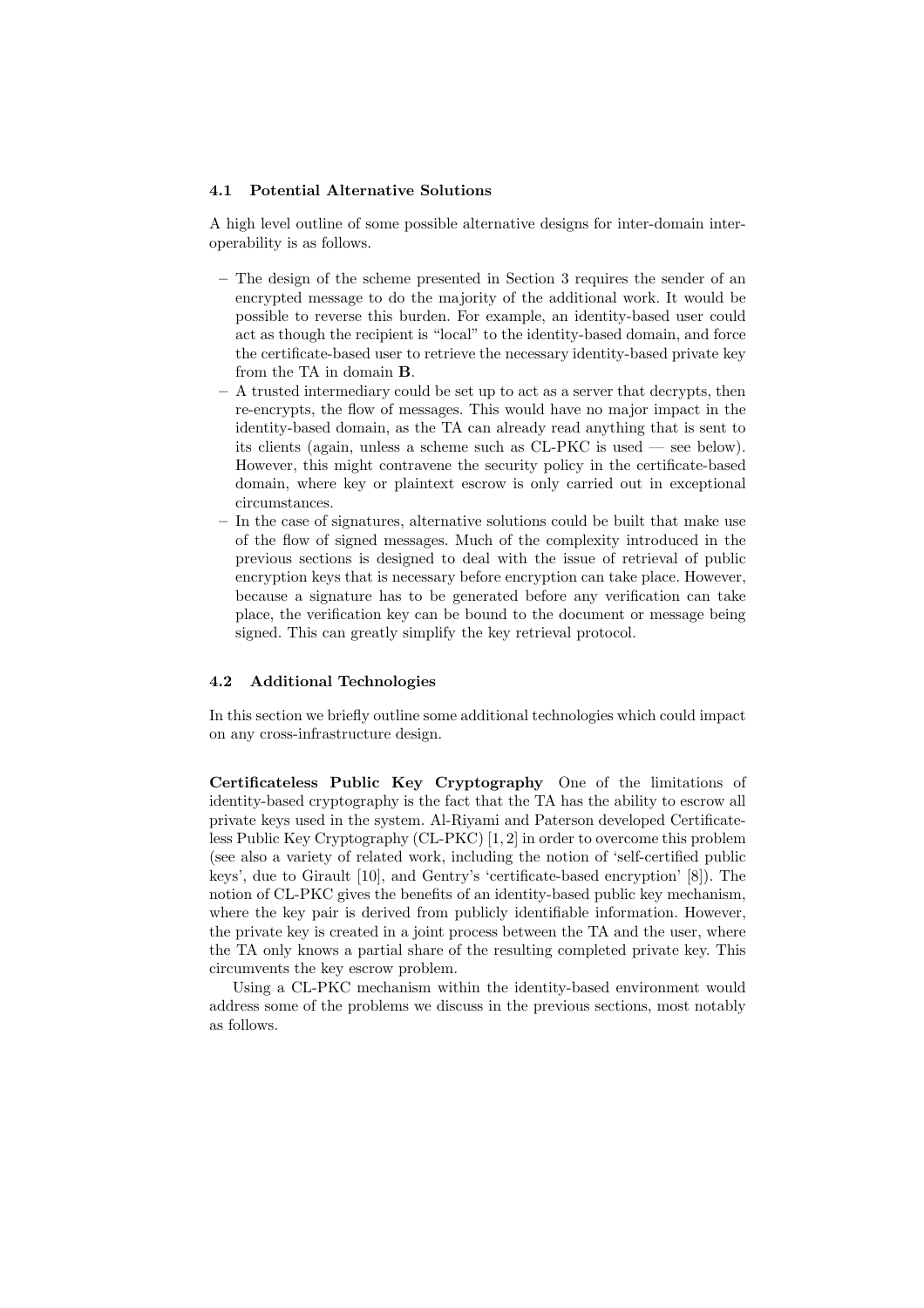### 4.1 Potential Alternative Solutions

A high level outline of some possible alternative designs for inter-domain interoperability is as follows.

- The design of the scheme presented in Section 3 requires the sender of an encrypted message to do the majority of the additional work. It would be possible to reverse this burden. For example, an identity-based user could act as though the recipient is "local" to the identity-based domain, and force the certificate-based user to retrieve the necessary identity-based private key from the TA in domain **B**.
- A trusted intermediary could be set up to act as a server that decrypts, then re-encrypts, the flow of messages. This would have no major impact in the identity-based domain, as the TA can already read anything that is sent to its clients (again, unless a scheme such as CL-PKC is used — see below). However, this might contravene the security policy in the certificate-based domain, where key or plaintext escrow is only carried out in exceptional circumstances.
- In the case of signatures, alternative solutions could be built that make use of the flow of signed messages. Much of the complexity introduced in the previous sections is designed to deal with the issue of retrieval of public encryption keys that is necessary before encryption can take place. However, because a signature has to be generated before any verification can take place, the verification key can be bound to the document or message being signed. This can greatly simplify the key retrieval protocol.

### 4.2 Additional Technologies

In this section we briefly outline some additional technologies which could impact on any cross-infrastructure design.

**Certificateless Public Key Cryptography** One of the limitations of identity-based cryptography is the fact that the TA has the ability to escrow all private keys used in the system. Al-Riyami and Paterson developed Certificateless Public Key Cryptography (CL-PKC) [1, 2] in order to overcome this problem (see also a variety of related work, including the notion of 'self-certified public keys', due to Girault [10], and Gentry's 'certificate-based encryption' [8]). The notion of CL-PKC gives the benefits of an identity-based public key mechanism, where the key pair is derived from publicly identifiable information. However, the private key is created in a joint process between the TA and the user, where the TA only knows a partial share of the resulting completed private key. This circumvents the key escrow problem.

Using a CL-PKC mechanism within the identity-based environment would address some of the problems we discuss in the previous sections, most notably as follows.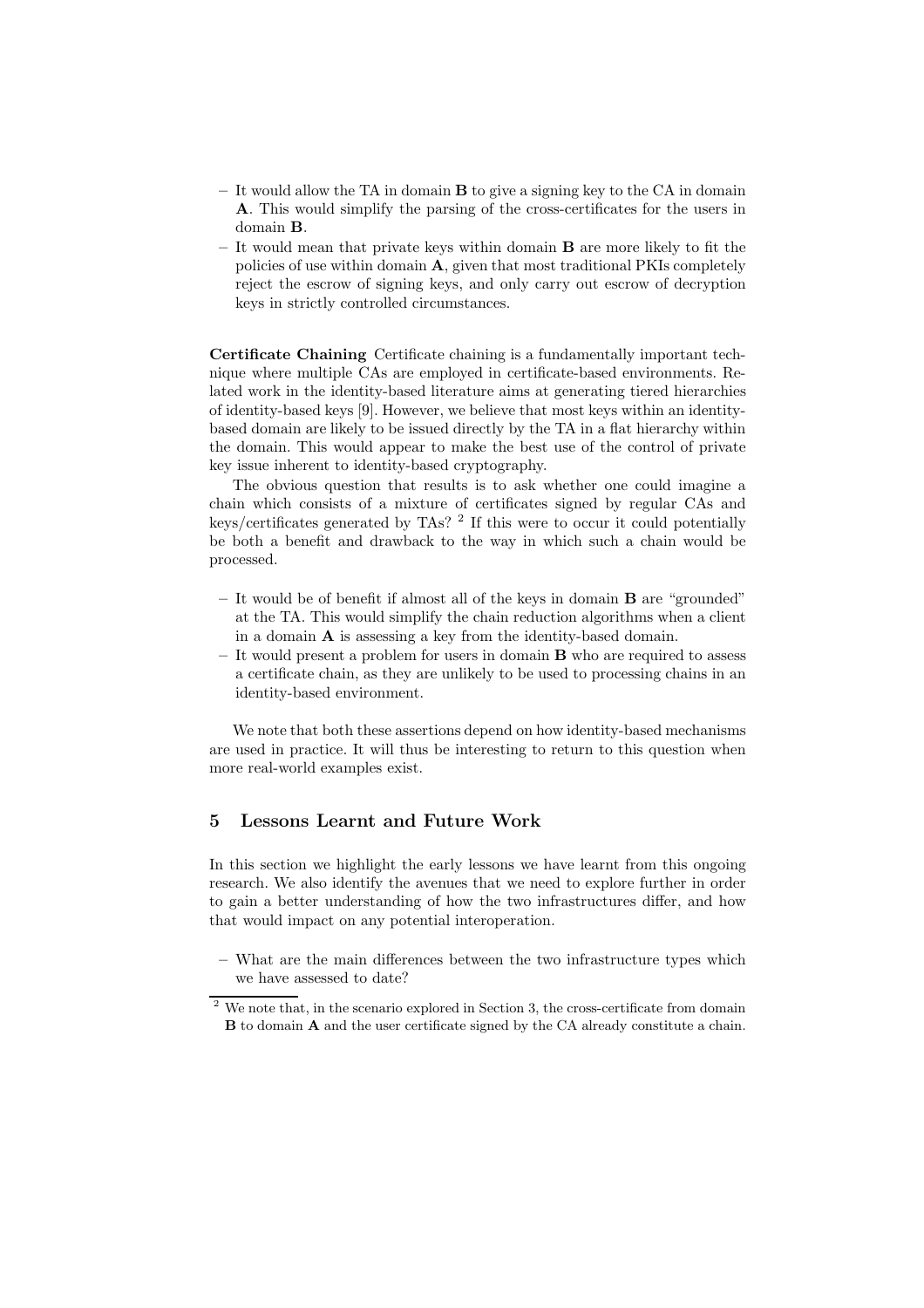- It would allow the TA in domain **B** to give a signing key to the CA in domain **A**. This would simplify the parsing of the cross-certificates for the users in domain **B**.
- It would mean that private keys within domain **B** are more likely to fit the policies of use within domain **A**, given that most traditional PKIs completely reject the escrow of signing keys, and only carry out escrow of decryption keys in strictly controlled circumstances.

**Certificate Chaining** Certificate chaining is a fundamentally important technique where multiple CAs are employed in certificate-based environments. Related work in the identity-based literature aims at generating tiered hierarchies of identity-based keys [9]. However, we believe that most keys within an identity-based domain are likely to be issued directly by the TA in a flat hierarchy within the domain. This would appear to make the best use of the control of private key issue inherent to identity-based cryptography.

The obvious question that results is to ask whether one could imagine a chain which consists of a mixture of certificates signed by regular CAs and keys/certificates generated by TAs? [2] If this were to occur it could potentially be both a benefit and drawback to the way in which such a chain would be processed.

- It would be of benefit if almost all of the keys in domain **B** are "grounded" at the TA. This would simplify the chain reduction algorithms when a client in a domain **A** is assessing a key from the identity-based domain.
- It would present a problem for users in domain **B** who are required to assess a certificate chain, as they are unlikely to be used to processing chains in an identity-based environment.

We note that both these assertions depend on how identity-based mechanisms are used in practice. It will thus be interesting to return to this question when more real-world examples exist.

## 5 Lessons Learnt and Future Work

In this section we highlight the early lessons we have learnt from this ongoing research. We also identify the avenues that we need to explore further in order to gain a better understanding of how the two infrastructures differ, and how that would impact on any potential interoperation.

- What are the main differences between the two infrastructure types which we have assessed to date?

[2] We note that, in the scenario explored in Section 3, the cross-certificate from domain **B** to domain **A** and the user certificate signed by the CA already constitute a chain.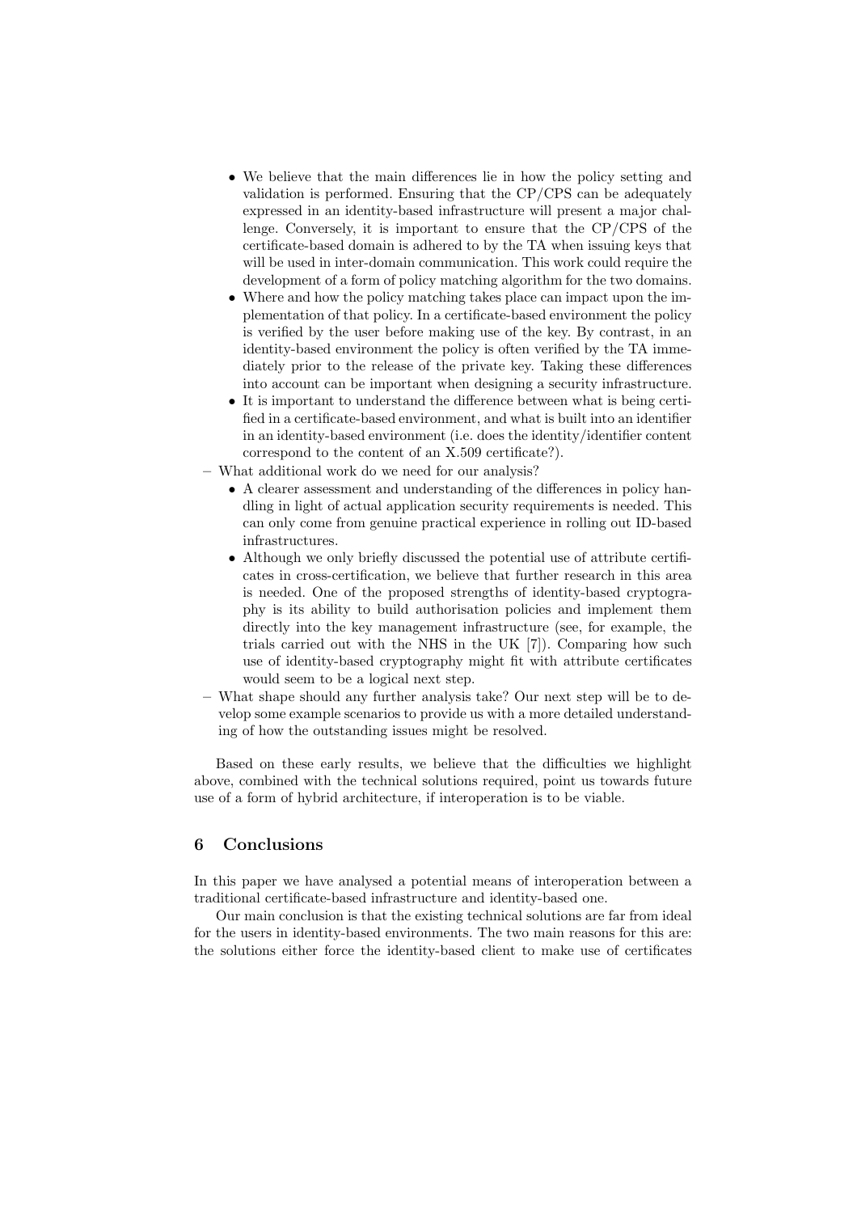- We believe that the main differences lie in how the policy setting and validation is performed. Ensuring that the CP/CPS can be adequately expressed in an identity-based infrastructure will present a major challenge. Conversely, it is important to ensure that the CP/CPS of the certificate-based domain is adhered to by the TA when issuing keys that will be used in inter-domain communication. This work could require the development of a form of policy matching algorithm for the two domains.
    - Where and how the policy matching takes place can impact upon the implementation of that policy. In a certificate-based environment the policy is verified by the user before making use of the key. By contrast, in an identity-based environment the policy is often verified by the TA immediately prior to the release of the private key. Taking these differences into account can be important when designing a security infrastructure.
    - It is important to understand the difference between what is being certified in a certificate-based environment, and what is built into an identifier in an identity-based environment (i.e. does the identity/identifier content correspond to the content of an X.509 certificate?).
- What additional work do we need for our analysis?
    - A clearer assessment and understanding of the differences in policy handling in light of actual application security requirements is needed. This can only come from genuine practical experience in rolling out ID-based infrastructures.
    - Although we only briefly discussed the potential use of attribute certificates in cross-certification, we believe that further research in this area is needed. One of the proposed strengths of identity-based cryptography is its ability to build authorisation policies and implement them directly into the key management infrastructure (see, for example, the trials carried out with the NHS in the UK [7]). Comparing how such use of identity-based cryptography might fit with attribute certificates would seem to be a logical next step.
- What shape should any further analysis take? Our next step will be to develop some example scenarios to provide us with a more detailed understanding of how the outstanding issues might be resolved.

Based on these early results, we believe that the difficulties we highlight above, combined with the technical solutions required, point us towards future use of a form of hybrid architecture, if interoperation is to be viable.

## 6 Conclusions

In this paper we have analysed a potential means of interoperation between a traditional certificate-based infrastructure and identity-based one.

Our main conclusion is that the existing technical solutions are far from ideal for the users in identity-based environments. The two main reasons for this are: the solutions either force the identity-based client to make use of certificates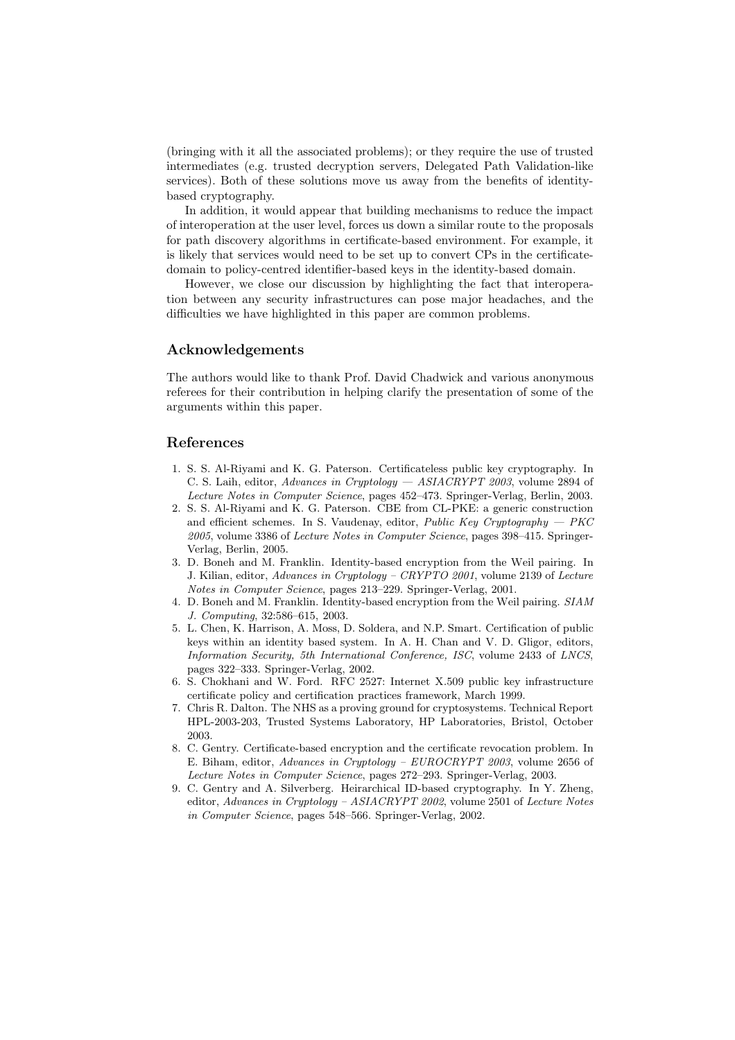(bringing with it all the associated problems); or they require the use of trusted intermediates (e.g. trusted decryption servers, Delegated Path Validation-like services). Both of these solutions move us away from the benefits of identity-based cryptography.

In addition, it would appear that building mechanisms to reduce the impact of interoperation at the user level, forces us down a similar route to the proposals for path discovery algorithms in certificate-based environment. For example, it is likely that services would need to be set up to convert CPs in the certificate-domain to policy-centred identifier-based keys in the identity-based domain.

However, we close our discussion by highlighting the fact that interoperation between any security infrastructures can pose major headaches, and the difficulties we have highlighted in this paper are common problems.

## Acknowledgements

The authors would like to thank Prof. David Chadwick and various anonymous referees for their contribution in helping clarify the presentation of some of the arguments within this paper.

## References

1. S. S. Al-Riyami and K. G. Paterson. Certificateless public key cryptography. In C. S. Laih, editor, *Advances in Cryptology — ASIACRYPT 2003*, volume 2894 of *Lecture Notes in Computer Science*, pages 452–473. Springer-Verlag, Berlin, 2003.
2. S. S. Al-Riyami and K. G. Paterson. CBE from CL-PKE: a generic construction and efficient schemes. In S. Vaudenay, editor, *Public Key Cryptography — PKC 2005*, volume 3386 of *Lecture Notes in Computer Science*, pages 398–415. Springer-Verlag, Berlin, 2005.
3. D. Boneh and M. Franklin. Identity-based encryption from the Weil pairing. In J. Kilian, editor, *Advances in Cryptology – CRYPTO 2001*, volume 2139 of *Lecture Notes in Computer Science*, pages 213–229. Springer-Verlag, 2001.
4. D. Boneh and M. Franklin. Identity-based encryption from the Weil pairing. *SIAM J. Computing*, 32:586–615, 2003.
5. L. Chen, K. Harrison, A. Moss, D. Soldera, and N.P. Smart. Certification of public keys within an identity based system. In A. H. Chan and V. D. Gligor, editors, *Information Security, 5th International Conference, ISC*, volume 2433 of *LNCS*, pages 322–333. Springer-Verlag, 2002.
6. S. Chokhani and W. Ford. RFC 2527: Internet X.509 public key infrastructure certificate policy and certification practices framework, March 1999.
7. Chris R. Dalton. The NHS as a proving ground for cryptosystems. Technical Report HPL-2003-203, Trusted Systems Laboratory, HP Laboratories, Bristol, October 2003.
8. C. Gentry. Certificate-based encryption and the certificate revocation problem. In E. Biham, editor, *Advances in Cryptology – EUROCRYPT 2003*, volume 2656 of *Lecture Notes in Computer Science*, pages 272–293. Springer-Verlag, 2003.
9. C. Gentry and A. Silverberg. Heirarchical ID-based cryptography. In Y. Zheng, editor, *Advances in Cryptology – ASIACRYPT 2002*, volume 2501 of *Lecture Notes in Computer Science*, pages 548–566. Springer-Verlag, 2002.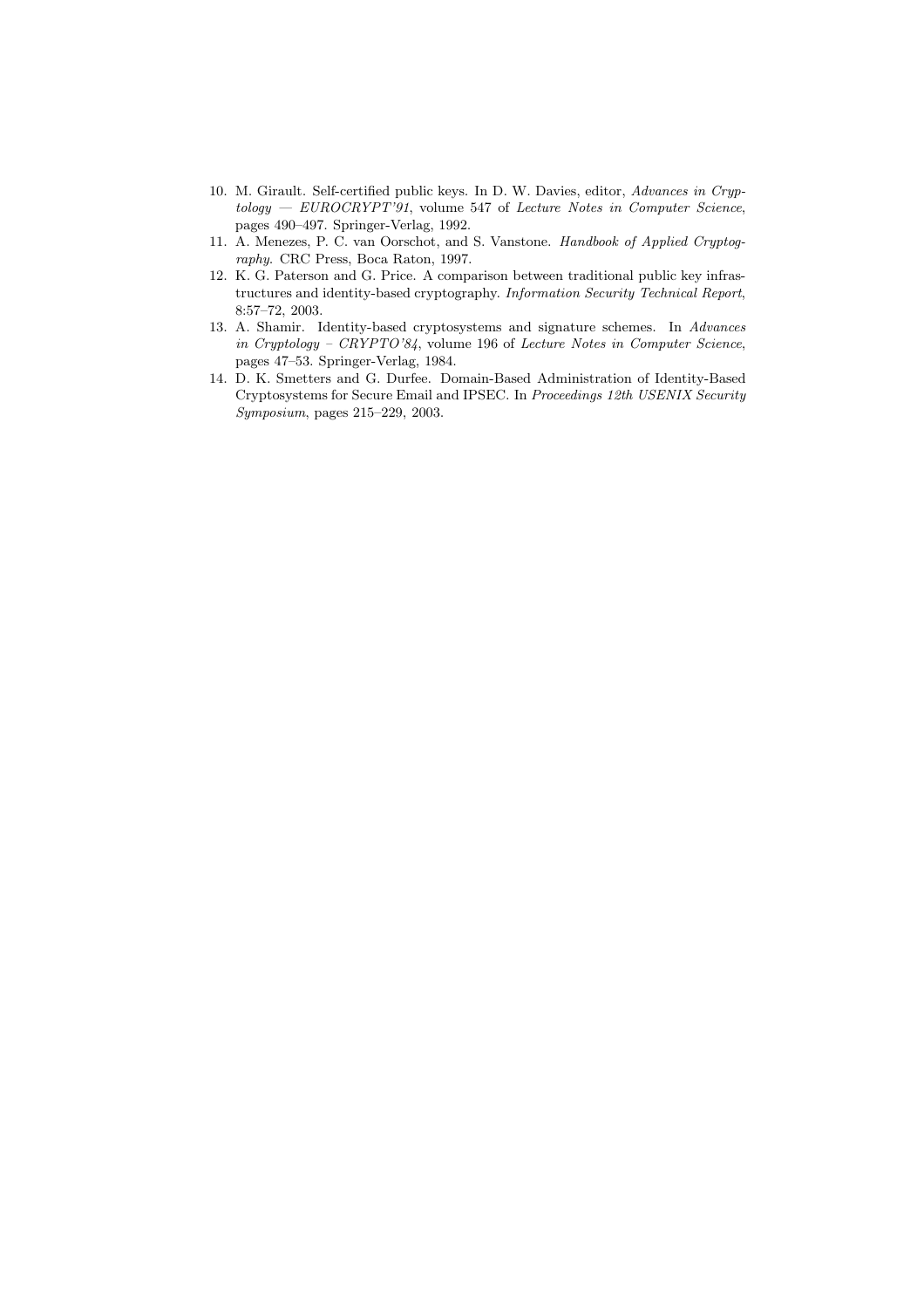10. M. Girault. Self-certified public keys. In D. W. Davies, editor, *Advances in Cryptology — EUROCRYPT'91*, volume 547 of *Lecture Notes in Computer Science*, pages 490–497. Springer-Verlag, 1992.
11. A. Menezes, P. C. van Oorschot, and S. Vanstone. *Handbook of Applied Cryptography*. CRC Press, Boca Raton, 1997.
12. K. G. Paterson and G. Price. A comparison between traditional public key infrastructures and identity-based cryptography. *Information Security Technical Report*, 8:57–72, 2003.
13. A. Shamir. Identity-based cryptosystems and signature schemes. In *Advances in Cryptology – CRYPTO'84*, volume 196 of *Lecture Notes in Computer Science*, pages 47–53. Springer-Verlag, 1984.
14. D. K. Smetters and G. Durfee. Domain-Based Administration of Identity-Based Cryptosystems for Secure Email and IPSEC. In *Proceedings 12th USENIX Security Symposium*, pages 215–229, 2003.